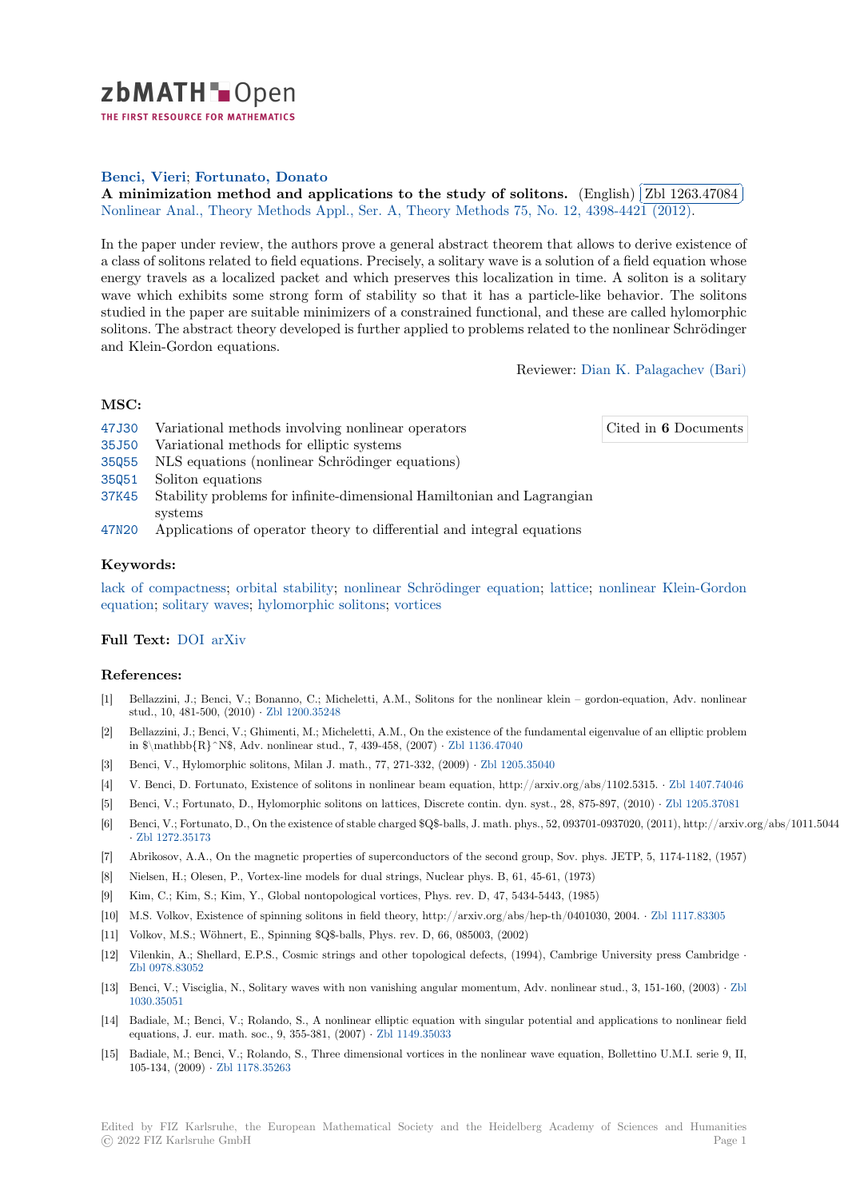**Benci, Vieri; Fortunato, Donato**

**A minimization method and applications to the study of solitons.** (English) Zbl 1263.47084
Nonlinear Anal., Theory Methods Appl., Ser. A, Theory Methods 75, No. 12, 4398-4421 (2012).

In the paper under review, the authors prove a general abstract theorem that allows to derive existence of a class of solitons related to field equations. Precisely, a solitary wave is a solution of a field equation whose energy travels as a localized packet and which preserves this localization in time. A soliton is a solitary wave which exhibits some strong form of stability so that it has a particle-like behavior. The solitons studied in the paper are suitable minimizers of a constrained functional, and these are called hylomorphic solitons. The abstract theory developed is further applied to problems related to the nonlinear Schrödinger and Klein-Gordon equations.

Reviewer: Dian K. Palagachev (Bari)

### MSC:

- 47J30 Variational methods involving nonlinear operators
- 35J50 Variational methods for elliptic systems
- 35Q55 NLS equations (nonlinear Schrödinger equations)
- 35Q51 Soliton equations
- 37K45 Stability problems for infinite-dimensional Hamiltonian and Lagrangian systems
- 47N20 Applications of operator theory to differential and integral equations

Cited in **6** Documents

### Keywords:

lack of compactness; orbital stability; nonlinear Schrödinger equation; lattice; nonlinear Klein-Gordon equation; solitary waves; hylomorphic solitons; vortices

### Full Text: DOI arXiv

### References:

[1] Bellazzini, J.; Benci, V.; Bonanno, C.; Micheletti, A.M., Solitons for the nonlinear klein – gordon-equation, Adv. nonlinear stud., 10, 481-500, (2010) · Zbl 1200.35248

[2] Bellazzini, J.; Benci, V.; Ghimenti, M.; Micheletti, A.M., On the existence of the fundamental eigenvalue of an elliptic problem in $\mathbb{R}^N$, Adv. nonlinear stud., 7, 439-458, (2007) · Zbl 1136.47040

[3] Benci, V., Hylomorphic solitons, Milan J. math., 77, 271-332, (2009) · Zbl 1205.35040

[4] V. Benci, D. Fortunato, Existence of solitons in nonlinear beam equation, http://arxiv.org/abs/1102.5315. · Zbl 1407.74046

[5] Benci, V.; Fortunato, D., Hylomorphic solitons on lattices, Discrete contin. dyn. syst., 28, 875-897, (2010) · Zbl 1205.37081

[6] Benci, V.; Fortunato, D., On the existence of stable charged $Q$-balls, J. math. phys., 52, 093701-0937020, (2011), http://arxiv.org/abs/1011.5044 · Zbl 1272.35173

[7] Abrikosov, A.A., On the magnetic properties of superconductors of the second group, Sov. phys. JETP, 5, 1174-1182, (1957)

[8] Nielsen, H.; Olesen, P., Vortex-line models for dual strings, Nuclear phys. B, 61, 45-61, (1973)

[9] Kim, C.; Kim, S.; Kim, Y., Global nontopological vortices, Phys. rev. D, 47, 5434-5443, (1985)

[10] M.S. Volkov, Existence of spinning solitons in field theory, http://arxiv.org/abs/hep-th/0401030, 2004. · Zbl 1117.83305

[11] Volkov, M.S.; Wöhnert, E., Spinning $Q$-balls, Phys. rev. D, 66, 085003, (2002)

[12] Vilenkin, A.; Shellard, E.P.S., Cosmic strings and other topological defects, (1994), Cambrige University press Cambridge · Zbl 0978.83052

[13] Benci, V.; Visciglia, N., Solitary waves with non vanishing angular momentum, Adv. nonlinear stud., 3, 151-160, (2003) · Zbl 1030.35051

[14] Badiale, M.; Benci, V.; Rolando, S., A nonlinear elliptic equation with singular potential and applications to nonlinear field equations, J. eur. math. soc., 9, 355-381, (2007) · Zbl 1149.35033

[15] Badiale, M.; Benci, V.; Rolando, S., Three dimensional vortices in the nonlinear wave equation, Bollettino U.M.I. serie 9, II, 105-134, (2009) · Zbl 1178.35263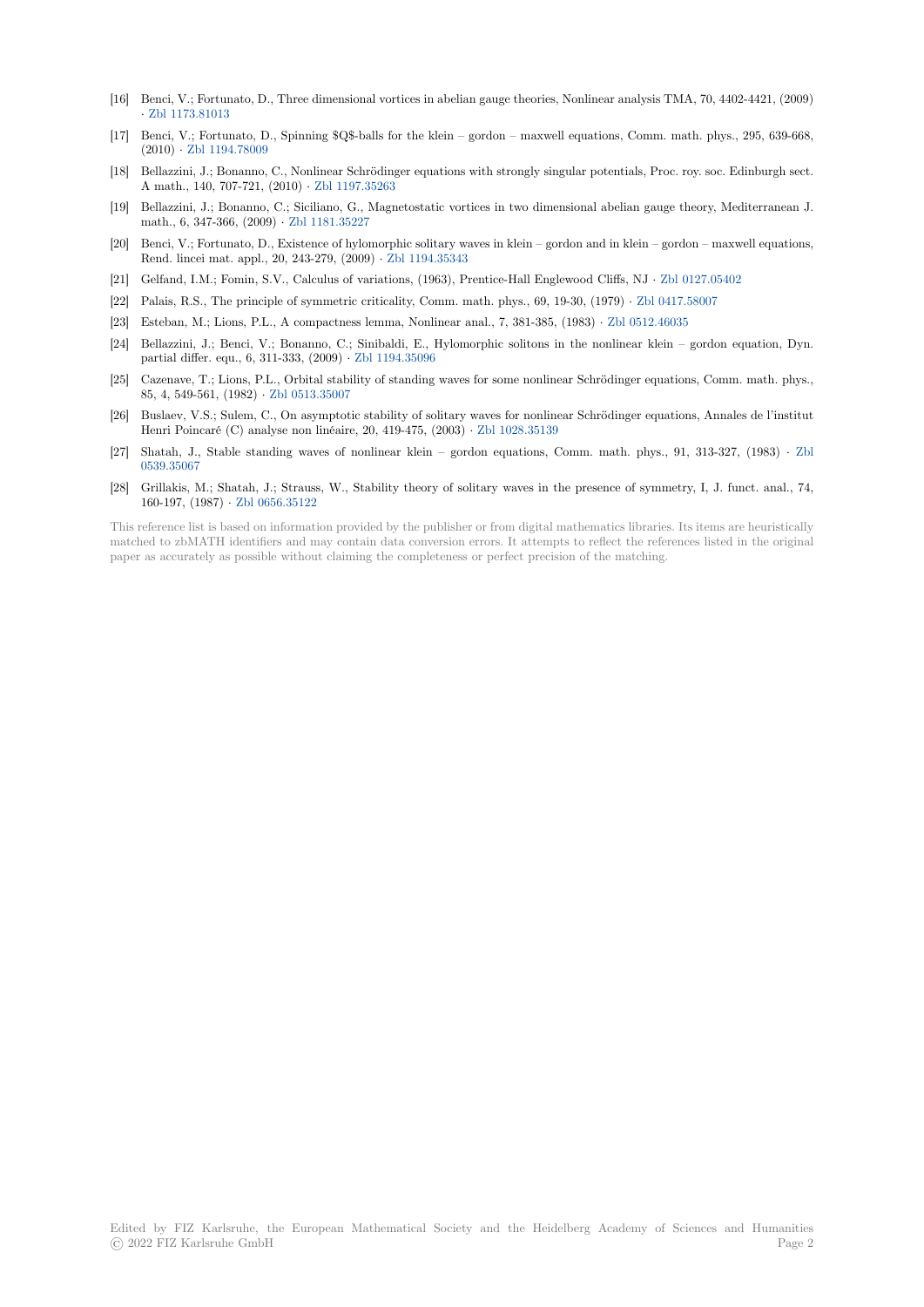[16] Benci, V.; Fortunato, D., Three dimensional vortices in abelian gauge theories, Nonlinear analysis TMA, 70, 4402-4421, (2009) · Zbl 1173.81013

[17] Benci, V.; Fortunato, D., Spinning $Q$-balls for the klein – gordon – maxwell equations, Comm. math. phys., 295, 639-668, (2010) · Zbl 1194.78009

[18] Bellazzini, J.; Bonanno, C., Nonlinear Schrödinger equations with strongly singular potentials, Proc. roy. soc. Edinburgh sect. A math., 140, 707-721, (2010) · Zbl 1197.35263

[19] Bellazzini, J.; Bonanno, C.; Siciliano, G., Magnetostatic vortices in two dimensional abelian gauge theory, Mediterranean J. math., 6, 347-366, (2009) · Zbl 1181.35227

[20] Benci, V.; Fortunato, D., Existence of hylomorphic solitary waves in klein – gordon and in klein – gordon – maxwell equations, Rend. lincei mat. appl., 20, 243-279, (2009) · Zbl 1194.35343

[21] Gelfand, I.M.; Fomin, S.V., Calculus of variations, (1963), Prentice-Hall Englewood Cliffs, NJ · Zbl 0127.05402

[22] Palais, R.S., The principle of symmetric criticality, Comm. math. phys., 69, 19-30, (1979) · Zbl 0417.58007

[23] Esteban, M.; Lions, P.L., A compactness lemma, Nonlinear anal., 7, 381-385, (1983) · Zbl 0512.46035

[24] Bellazzini, J.; Benci, V.; Bonanno, C.; Sinibaldi, E., Hylomorphic solitons in the nonlinear klein – gordon equation, Dyn. partial differ. equ., 6, 311-333, (2009) · Zbl 1194.35096

[25] Cazenave, T.; Lions, P.L., Orbital stability of standing waves for some nonlinear Schrödinger equations, Comm. math. phys., 85, 4, 549-561, (1982) · Zbl 0513.35007

[26] Buslaev, V.S.; Sulem, C., On asymptotic stability of solitary waves for nonlinear Schrödinger equations, Annales de l'institut Henri Poincaré (C) analyse non linéaire, 20, 419-475, (2003) · Zbl 1028.35139

[27] Shatah, J., Stable standing waves of nonlinear klein – gordon equations, Comm. math. phys., 91, 313-327, (1983) · Zbl 0539.35067

[28] Grillakis, M.; Shatah, J.; Strauss, W., Stability theory of solitary waves in the presence of symmetry, I, J. funct. anal., 74, 160-197, (1987) · Zbl 0656.35122

This reference list is based on information provided by the publisher or from digital mathematics libraries. Its items are heuristically matched to zbMATH identifiers and may contain data conversion errors. It attempts to reflect the references listed in the original paper as accurately as possible without claiming the completeness or perfect precision of the matching.